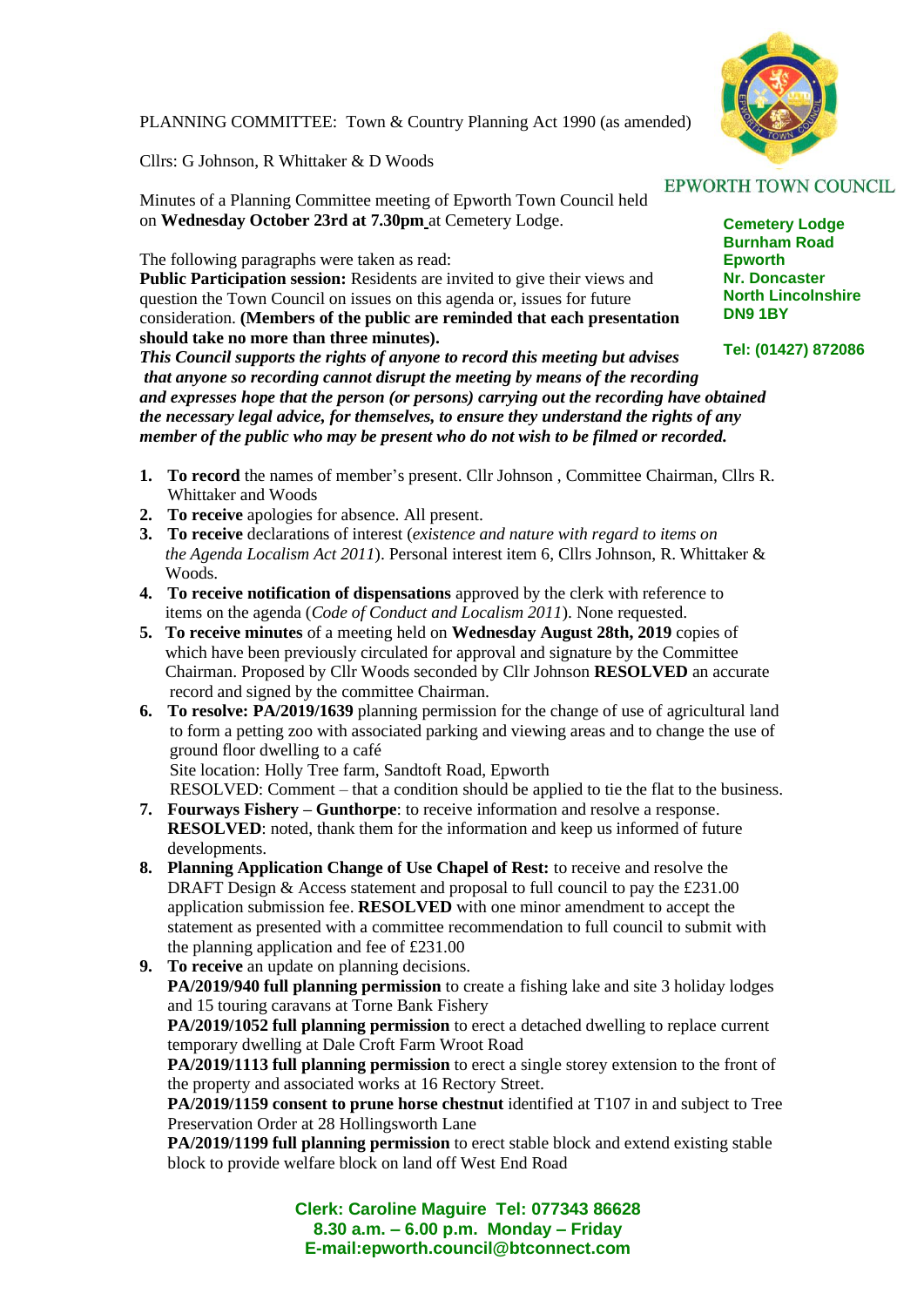PLANNING COMMITTEE: Town & Country Planning Act 1990 (as amended)

Cllrs: G Johnson, R Whittaker & D Woods

EPWORTH TOWN COUNCIL

**Cemetery Lodge**
**Burnham Road**
**Epworth**
**Nr. Doncaster**
**North Lincolnshire**
**DN9 1BY**

**Tel: (01427) 872086**

Minutes of a Planning Committee meeting of Epworth Town Council held on **Wednesday October 23rd at 7.30pm** at Cemetery Lodge.

The following paragraphs were taken as read:
**Public Participation session:** Residents are invited to give their views and question the Town Council on issues on this agenda or, issues for future consideration. **(Members of the public are reminded that each presentation should take no more than three minutes).**
***This Council supports the rights of anyone to record this meeting but advises that anyone so recording cannot disrupt the meeting by means of the recording and expresses hope that the person (or persons) carrying out the recording have obtained the necessary legal advice, for themselves, to ensure they understand the rights of any member of the public who may be present who do not wish to be filmed or recorded.***

1. **To record** the names of member's present. Cllr Johnson , Committee Chairman, Cllrs R. Whittaker and Woods
2. **To receive** apologies for absence. All present.
3. **To receive** declarations of interest (*existence and nature with regard to items on the Agenda Localism Act 2011*). Personal interest item 6, Cllrs Johnson, R. Whittaker & Woods.
4. **To receive notification of dispensations** approved by the clerk with reference to items on the agenda (*Code of Conduct and Localism 2011*). None requested.
5. **To receive minutes** of a meeting held on **Wednesday August 28th, 2019** copies of which have been previously circulated for approval and signature by the Committee Chairman. Proposed by Cllr Woods seconded by Cllr Johnson **RESOLVED** an accurate record and signed by the committee Chairman.
6. **To resolve: PA/2019/1639** planning permission for the change of use of agricultural land to form a petting zoo with associated parking and viewing areas and to change the use of ground floor dwelling to a café
   Site location: Holly Tree farm, Sandtoft Road, Epworth
   RESOLVED: Comment – that a condition should be applied to tie the flat to the business.
7. **Fourways Fishery – Gunthorpe**: to receive information and resolve a response. **RESOLVED**: noted, thank them for the information and keep us informed of future developments.
8. **Planning Application Change of Use Chapel of Rest:** to receive and resolve the DRAFT Design & Access statement and proposal to full council to pay the £231.00 application submission fee. **RESOLVED** with one minor amendment to accept the statement as presented with a committee recommendation to full council to submit with the planning application and fee of £231.00
9. **To receive** an update on planning decisions.
   **PA/2019/940 full planning permission** to create a fishing lake and site 3 holiday lodges and 15 touring caravans at Torne Bank Fishery
   **PA/2019/1052 full planning permission** to erect a detached dwelling to replace current temporary dwelling at Dale Croft Farm Wroot Road
   **PA/2019/1113 full planning permission** to erect a single storey extension to the front of the property and associated works at 16 Rectory Street.
   **PA/2019/1159 consent to prune horse chestnut** identified at T107 in and subject to Tree Preservation Order at 28 Hollingsworth Lane
   **PA/2019/1199 full planning permission** to erect stable block and extend existing stable block to provide welfare block on land off West End Road

**Clerk: Caroline Maguire Tel: 077343 86628**
**8.30 a.m. – 6.00 p.m. Monday – Friday**
**E-mail:epworth.council@btconnect.com**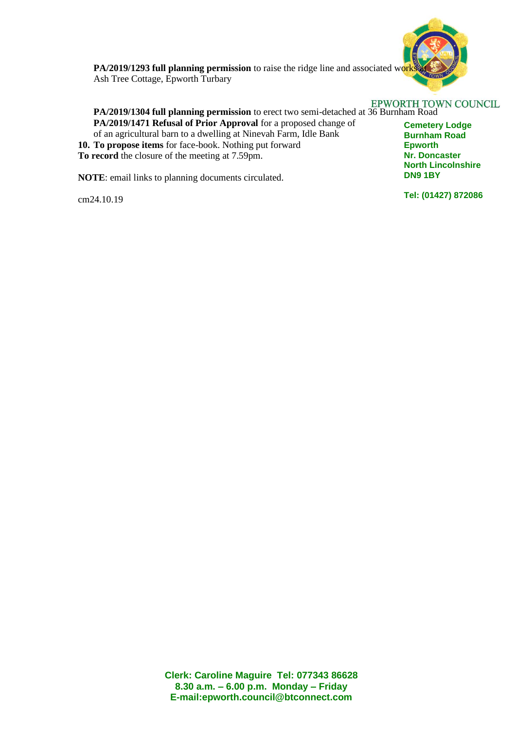**PA/2019/1293 full planning permission** to raise the ridge line and associated works at Ash Tree Cottage, Epworth Turbary

EPWORTH TOWN COUNCIL

**PA/2019/1304 full planning permission** to erect two semi-detached at 36 Burnham Road

**PA/2019/1471 Refusal of Prior Approval** for a proposed change of of an agricultural barn to a dwelling at Ninevah Farm, Idle Bank

**10. To propose items** for face-book. Nothing put forward

**To record** the closure of the meeting at 7.59pm.

**NOTE**: email links to planning documents circulated.

cm24.10.19

**Cemetery Lodge**
**Burnham Road**
**Epworth**
**Nr. Doncaster**
**North Lincolnshire**
**DN9 1BY**

**Tel: (01427) 872086**

**Clerk: Caroline Maguire Tel: 077343 86628**
**8.30 a.m. – 6.00 p.m. Monday – Friday**
**E-mail:epworth.council@btconnect.com**